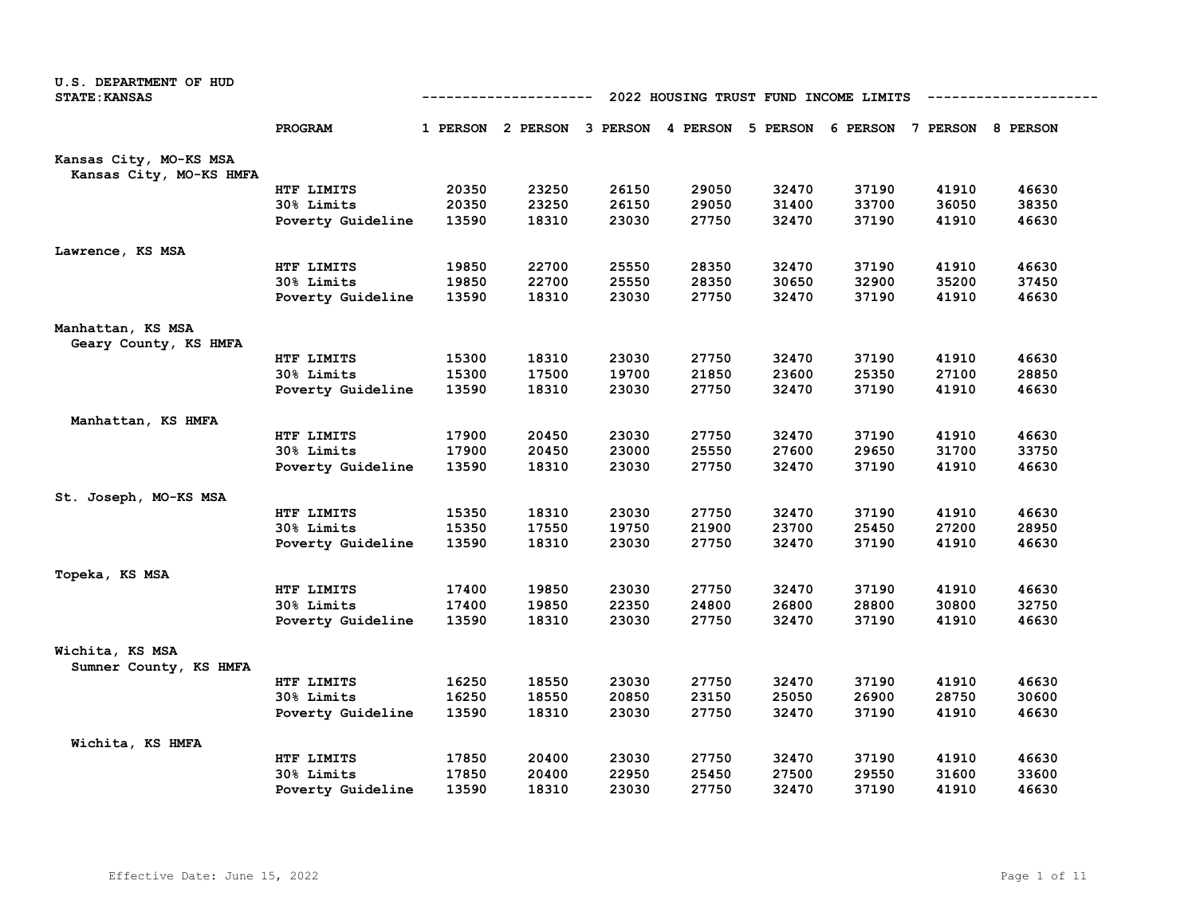U.S. DEPARTMENT OF HUD
STATE:KANSAS

## 2022 HOUSING TRUST FUND INCOME LIMITS

| | PROGRAM | 1 PERSON | 2 PERSON | 3 PERSON | 4 PERSON | 5 PERSON | 6 PERSON | 7 PERSON | 8 PERSON |
|---|---|---|---|---|---|---|---|---|---|
| **Kansas City, MO-KS MSA** | | | | | | | | | |
| Kansas City, MO-KS HMFA | | | | | | | | | |
| | HTF LIMITS | 20350 | 23250 | 26150 | 29050 | 32470 | 37190 | 41910 | 46630 |
| | 30% Limits | 20350 | 23250 | 26150 | 29050 | 31400 | 33700 | 36050 | 38350 |
| | Poverty Guideline | 13590 | 18310 | 23030 | 27750 | 32470 | 37190 | 41910 | 46630 |
| **Lawrence, KS MSA** | | | | | | | | | |
| | HTF LIMITS | 19850 | 22700 | 25550 | 28350 | 32470 | 37190 | 41910 | 46630 |
| | 30% Limits | 19850 | 22700 | 25550 | 28350 | 30650 | 32900 | 35200 | 37450 |
| | Poverty Guideline | 13590 | 18310 | 23030 | 27750 | 32470 | 37190 | 41910 | 46630 |
| **Manhattan, KS MSA** | | | | | | | | | |
| Geary County, KS HMFA | | | | | | | | | |
| | HTF LIMITS | 15300 | 18310 | 23030 | 27750 | 32470 | 37190 | 41910 | 46630 |
| | 30% Limits | 15300 | 17500 | 19700 | 21850 | 23600 | 25350 | 27100 | 28850 |
| | Poverty Guideline | 13590 | 18310 | 23030 | 27750 | 32470 | 37190 | 41910 | 46630 |
| Manhattan, KS HMFA | | | | | | | | | |
| | HTF LIMITS | 17900 | 20450 | 23030 | 27750 | 32470 | 37190 | 41910 | 46630 |
| | 30% Limits | 17900 | 20450 | 23000 | 25550 | 27600 | 29650 | 31700 | 33750 |
| | Poverty Guideline | 13590 | 18310 | 23030 | 27750 | 32470 | 37190 | 41910 | 46630 |
| **St. Joseph, MO-KS MSA** | | | | | | | | | |
| | HTF LIMITS | 15350 | 18310 | 23030 | 27750 | 32470 | 37190 | 41910 | 46630 |
| | 30% Limits | 15350 | 17550 | 19750 | 21900 | 23700 | 25450 | 27200 | 28950 |
| | Poverty Guideline | 13590 | 18310 | 23030 | 27750 | 32470 | 37190 | 41910 | 46630 |
| **Topeka, KS MSA** | | | | | | | | | |
| | HTF LIMITS | 17400 | 19850 | 23030 | 27750 | 32470 | 37190 | 41910 | 46630 |
| | 30% Limits | 17400 | 19850 | 22350 | 24800 | 26800 | 28800 | 30800 | 32750 |
| | Poverty Guideline | 13590 | 18310 | 23030 | 27750 | 32470 | 37190 | 41910 | 46630 |
| **Wichita, KS MSA** | | | | | | | | | |
| Sumner County, KS HMFA | | | | | | | | | |
| | HTF LIMITS | 16250 | 18550 | 23030 | 27750 | 32470 | 37190 | 41910 | 46630 |
| | 30% Limits | 16250 | 18550 | 20850 | 23150 | 25050 | 26900 | 28750 | 30600 |
| | Poverty Guideline | 13590 | 18310 | 23030 | 27750 | 32470 | 37190 | 41910 | 46630 |
| Wichita, KS HMFA | | | | | | | | | |
| | HTF LIMITS | 17850 | 20400 | 23030 | 27750 | 32470 | 37190 | 41910 | 46630 |
| | 30% Limits | 17850 | 20400 | 22950 | 25450 | 27500 | 29550 | 31600 | 33600 |
| | Poverty Guideline | 13590 | 18310 | 23030 | 27750 | 32470 | 37190 | 41910 | 46630 |

Effective Date: June 15, 2022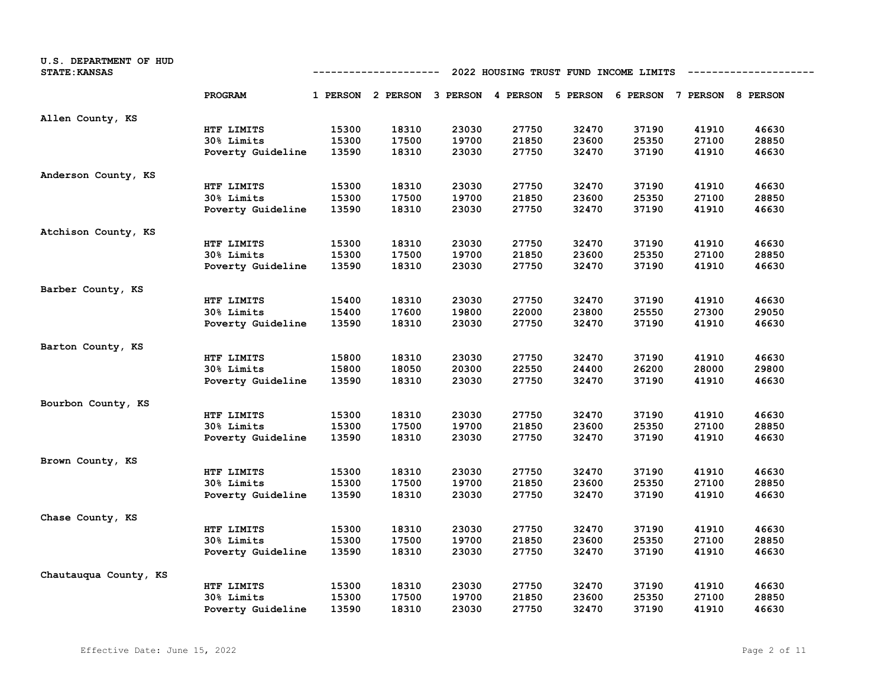U.S. DEPARTMENT OF HUD
STATE: KANSAS

## 2022 HOUSING TRUST FUND INCOME LIMITS

| | PROGRAM | 1 PERSON | 2 PERSON | 3 PERSON | 4 PERSON | 5 PERSON | 6 PERSON | 7 PERSON | 8 PERSON |
|---|---|---|---|---|---|---|---|---|---|
| Allen County, KS | HTF LIMITS | 15300 | 18310 | 23030 | 27750 | 32470 | 37190 | 41910 | 46630 |
| | 30% Limits | 15300 | 17500 | 19700 | 21850 | 23600 | 25350 | 27100 | 28850 |
| | Poverty Guideline | 13590 | 18310 | 23030 | 27750 | 32470 | 37190 | 41910 | 46630 |
| Anderson County, KS | HTF LIMITS | 15300 | 18310 | 23030 | 27750 | 32470 | 37190 | 41910 | 46630 |
| | 30% Limits | 15300 | 17500 | 19700 | 21850 | 23600 | 25350 | 27100 | 28850 |
| | Poverty Guideline | 13590 | 18310 | 23030 | 27750 | 32470 | 37190 | 41910 | 46630 |
| Atchison County, KS | HTF LIMITS | 15300 | 18310 | 23030 | 27750 | 32470 | 37190 | 41910 | 46630 |
| | 30% Limits | 15300 | 17500 | 19700 | 21850 | 23600 | 25350 | 27100 | 28850 |
| | Poverty Guideline | 13590 | 18310 | 23030 | 27750 | 32470 | 37190 | 41910 | 46630 |
| Barber County, KS | HTF LIMITS | 15400 | 18310 | 23030 | 27750 | 32470 | 37190 | 41910 | 46630 |
| | 30% Limits | 15400 | 17600 | 19800 | 22000 | 23800 | 25550 | 27300 | 29050 |
| | Poverty Guideline | 13590 | 18310 | 23030 | 27750 | 32470 | 37190 | 41910 | 46630 |
| Barton County, KS | HTF LIMITS | 15800 | 18310 | 23030 | 27750 | 32470 | 37190 | 41910 | 46630 |
| | 30% Limits | 15800 | 18050 | 20300 | 22550 | 24400 | 26200 | 28000 | 29800 |
| | Poverty Guideline | 13590 | 18310 | 23030 | 27750 | 32470 | 37190 | 41910 | 46630 |
| Bourbon County, KS | HTF LIMITS | 15300 | 18310 | 23030 | 27750 | 32470 | 37190 | 41910 | 46630 |
| | 30% Limits | 15300 | 17500 | 19700 | 21850 | 23600 | 25350 | 27100 | 28850 |
| | Poverty Guideline | 13590 | 18310 | 23030 | 27750 | 32470 | 37190 | 41910 | 46630 |
| Brown County, KS | HTF LIMITS | 15300 | 18310 | 23030 | 27750 | 32470 | 37190 | 41910 | 46630 |
| | 30% Limits | 15300 | 17500 | 19700 | 21850 | 23600 | 25350 | 27100 | 28850 |
| | Poverty Guideline | 13590 | 18310 | 23030 | 27750 | 32470 | 37190 | 41910 | 46630 |
| Chase County, KS | HTF LIMITS | 15300 | 18310 | 23030 | 27750 | 32470 | 37190 | 41910 | 46630 |
| | 30% Limits | 15300 | 17500 | 19700 | 21850 | 23600 | 25350 | 27100 | 28850 |
| | Poverty Guideline | 13590 | 18310 | 23030 | 27750 | 32470 | 37190 | 41910 | 46630 |
| Chautauqua County, KS | HTF LIMITS | 15300 | 18310 | 23030 | 27750 | 32470 | 37190 | 41910 | 46630 |
| | 30% Limits | 15300 | 17500 | 19700 | 21850 | 23600 | 25350 | 27100 | 28850 |
| | Poverty Guideline | 13590 | 18310 | 23030 | 27750 | 32470 | 37190 | 41910 | 46630 |

Effective Date: June 15, 2022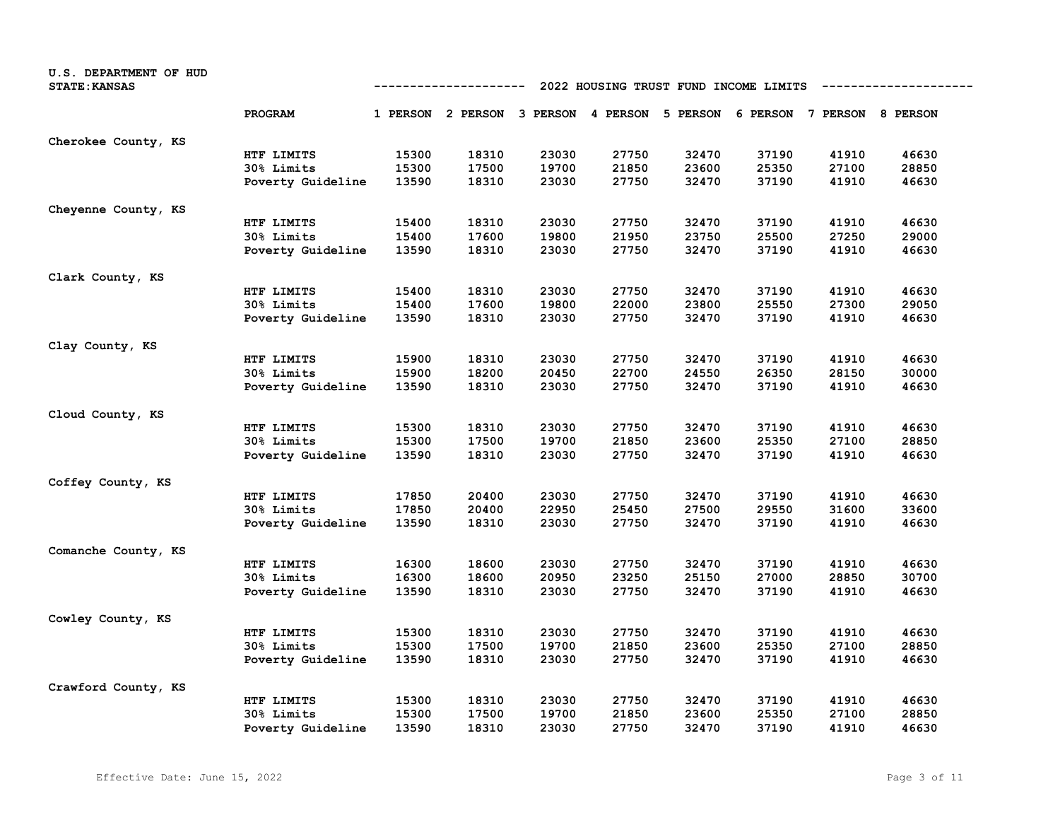U.S. DEPARTMENT OF HUD
STATE:KANSAS

## 2022 HOUSING TRUST FUND INCOME LIMITS

| | PROGRAM | 1 PERSON | 2 PERSON | 3 PERSON | 4 PERSON | 5 PERSON | 6 PERSON | 7 PERSON | 8 PERSON |
|---|---|---|---|---|---|---|---|---|---|
| Cherokee County, KS | HTF LIMITS | 15300 | 18310 | 23030 | 27750 | 32470 | 37190 | 41910 | 46630 |
| | 30% Limits | 15300 | 17500 | 19700 | 21850 | 23600 | 25350 | 27100 | 28850 |
| | Poverty Guideline | 13590 | 18310 | 23030 | 27750 | 32470 | 37190 | 41910 | 46630 |
| Cheyenne County, KS | HTF LIMITS | 15400 | 18310 | 23030 | 27750 | 32470 | 37190 | 41910 | 46630 |
| | 30% Limits | 15400 | 17600 | 19800 | 21950 | 23750 | 25500 | 27250 | 29000 |
| | Poverty Guideline | 13590 | 18310 | 23030 | 27750 | 32470 | 37190 | 41910 | 46630 |
| Clark County, KS | HTF LIMITS | 15400 | 18310 | 23030 | 27750 | 32470 | 37190 | 41910 | 46630 |
| | 30% Limits | 15400 | 17600 | 19800 | 22000 | 23800 | 25550 | 27300 | 29050 |
| | Poverty Guideline | 13590 | 18310 | 23030 | 27750 | 32470 | 37190 | 41910 | 46630 |
| Clay County, KS | HTF LIMITS | 15900 | 18310 | 23030 | 27750 | 32470 | 37190 | 41910 | 46630 |
| | 30% Limits | 15900 | 18200 | 20450 | 22700 | 24550 | 26350 | 28150 | 30000 |
| | Poverty Guideline | 13590 | 18310 | 23030 | 27750 | 32470 | 37190 | 41910 | 46630 |
| Cloud County, KS | HTF LIMITS | 15300 | 18310 | 23030 | 27750 | 32470 | 37190 | 41910 | 46630 |
| | 30% Limits | 15300 | 17500 | 19700 | 21850 | 23600 | 25350 | 27100 | 28850 |
| | Poverty Guideline | 13590 | 18310 | 23030 | 27750 | 32470 | 37190 | 41910 | 46630 |
| Coffey County, KS | HTF LIMITS | 17850 | 20400 | 23030 | 27750 | 32470 | 37190 | 41910 | 46630 |
| | 30% Limits | 17850 | 20400 | 22950 | 25450 | 27500 | 29550 | 31600 | 33600 |
| | Poverty Guideline | 13590 | 18310 | 23030 | 27750 | 32470 | 37190 | 41910 | 46630 |
| Comanche County, KS | HTF LIMITS | 16300 | 18600 | 23030 | 27750 | 32470 | 37190 | 41910 | 46630 |
| | 30% Limits | 16300 | 18600 | 20950 | 23250 | 25150 | 27000 | 28850 | 30700 |
| | Poverty Guideline | 13590 | 18310 | 23030 | 27750 | 32470 | 37190 | 41910 | 46630 |
| Cowley County, KS | HTF LIMITS | 15300 | 18310 | 23030 | 27750 | 32470 | 37190 | 41910 | 46630 |
| | 30% Limits | 15300 | 17500 | 19700 | 21850 | 23600 | 25350 | 27100 | 28850 |
| | Poverty Guideline | 13590 | 18310 | 23030 | 27750 | 32470 | 37190 | 41910 | 46630 |
| Crawford County, KS | HTF LIMITS | 15300 | 18310 | 23030 | 27750 | 32470 | 37190 | 41910 | 46630 |
| | 30% Limits | 15300 | 17500 | 19700 | 21850 | 23600 | 25350 | 27100 | 28850 |
| | Poverty Guideline | 13590 | 18310 | 23030 | 27750 | 32470 | 37190 | 41910 | 46630 |

Effective Date: June 15, 2022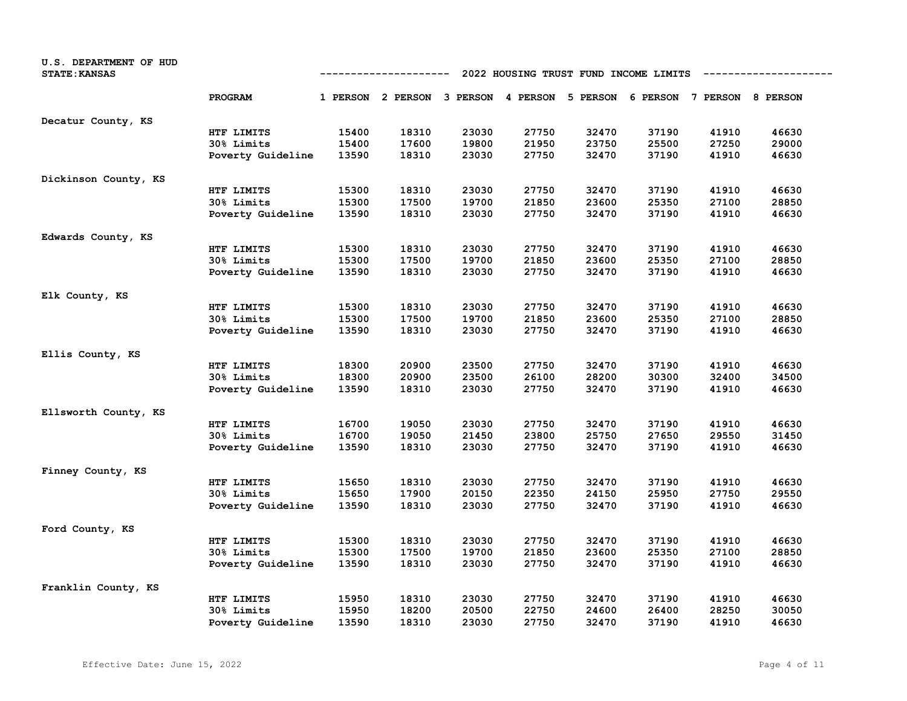U.S. DEPARTMENT OF HUD
STATE:KANSAS

## 2022 HOUSING TRUST FUND INCOME LIMITS

| | PROGRAM | 1 PERSON | 2 PERSON | 3 PERSON | 4 PERSON | 5 PERSON | 6 PERSON | 7 PERSON | 8 PERSON |
|---|---|---|---|---|---|---|---|---|---|
| Decatur County, KS | | | | | | | | | |
| | HTF LIMITS | 15400 | 18310 | 23030 | 27750 | 32470 | 37190 | 41910 | 46630 |
| | 30% Limits | 15400 | 17600 | 19800 | 21950 | 23750 | 25500 | 27250 | 29000 |
| | Poverty Guideline | 13590 | 18310 | 23030 | 27750 | 32470 | 37190 | 41910 | 46630 |
| Dickinson County, KS | | | | | | | | | |
| | HTF LIMITS | 15300 | 18310 | 23030 | 27750 | 32470 | 37190 | 41910 | 46630 |
| | 30% Limits | 15300 | 17500 | 19700 | 21850 | 23600 | 25350 | 27100 | 28850 |
| | Poverty Guideline | 13590 | 18310 | 23030 | 27750 | 32470 | 37190 | 41910 | 46630 |
| Edwards County, KS | | | | | | | | | |
| | HTF LIMITS | 15300 | 18310 | 23030 | 27750 | 32470 | 37190 | 41910 | 46630 |
| | 30% Limits | 15300 | 17500 | 19700 | 21850 | 23600 | 25350 | 27100 | 28850 |
| | Poverty Guideline | 13590 | 18310 | 23030 | 27750 | 32470 | 37190 | 41910 | 46630 |
| Elk County, KS | | | | | | | | | |
| | HTF LIMITS | 15300 | 18310 | 23030 | 27750 | 32470 | 37190 | 41910 | 46630 |
| | 30% Limits | 15300 | 17500 | 19700 | 21850 | 23600 | 25350 | 27100 | 28850 |
| | Poverty Guideline | 13590 | 18310 | 23030 | 27750 | 32470 | 37190 | 41910 | 46630 |
| Ellis County, KS | | | | | | | | | |
| | HTF LIMITS | 18300 | 20900 | 23500 | 27750 | 32470 | 37190 | 41910 | 46630 |
| | 30% Limits | 18300 | 20900 | 23500 | 26100 | 28200 | 30300 | 32400 | 34500 |
| | Poverty Guideline | 13590 | 18310 | 23030 | 27750 | 32470 | 37190 | 41910 | 46630 |
| Ellsworth County, KS | | | | | | | | | |
| | HTF LIMITS | 16700 | 19050 | 23030 | 27750 | 32470 | 37190 | 41910 | 46630 |
| | 30% Limits | 16700 | 19050 | 21450 | 23800 | 25750 | 27650 | 29550 | 31450 |
| | Poverty Guideline | 13590 | 18310 | 23030 | 27750 | 32470 | 37190 | 41910 | 46630 |
| Finney County, KS | | | | | | | | | |
| | HTF LIMITS | 15650 | 18310 | 23030 | 27750 | 32470 | 37190 | 41910 | 46630 |
| | 30% Limits | 15650 | 17900 | 20150 | 22350 | 24150 | 25950 | 27750 | 29550 |
| | Poverty Guideline | 13590 | 18310 | 23030 | 27750 | 32470 | 37190 | 41910 | 46630 |
| Ford County, KS | | | | | | | | | |
| | HTF LIMITS | 15300 | 18310 | 23030 | 27750 | 32470 | 37190 | 41910 | 46630 |
| | 30% Limits | 15300 | 17500 | 19700 | 21850 | 23600 | 25350 | 27100 | 28850 |
| | Poverty Guideline | 13590 | 18310 | 23030 | 27750 | 32470 | 37190 | 41910 | 46630 |
| Franklin County, KS | | | | | | | | | |
| | HTF LIMITS | 15950 | 18310 | 23030 | 27750 | 32470 | 37190 | 41910 | 46630 |
| | 30% Limits | 15950 | 18200 | 20500 | 22750 | 24600 | 26400 | 28250 | 30050 |
| | Poverty Guideline | 13590 | 18310 | 23030 | 27750 | 32470 | 37190 | 41910 | 46630 |

Effective Date: June 15, 2022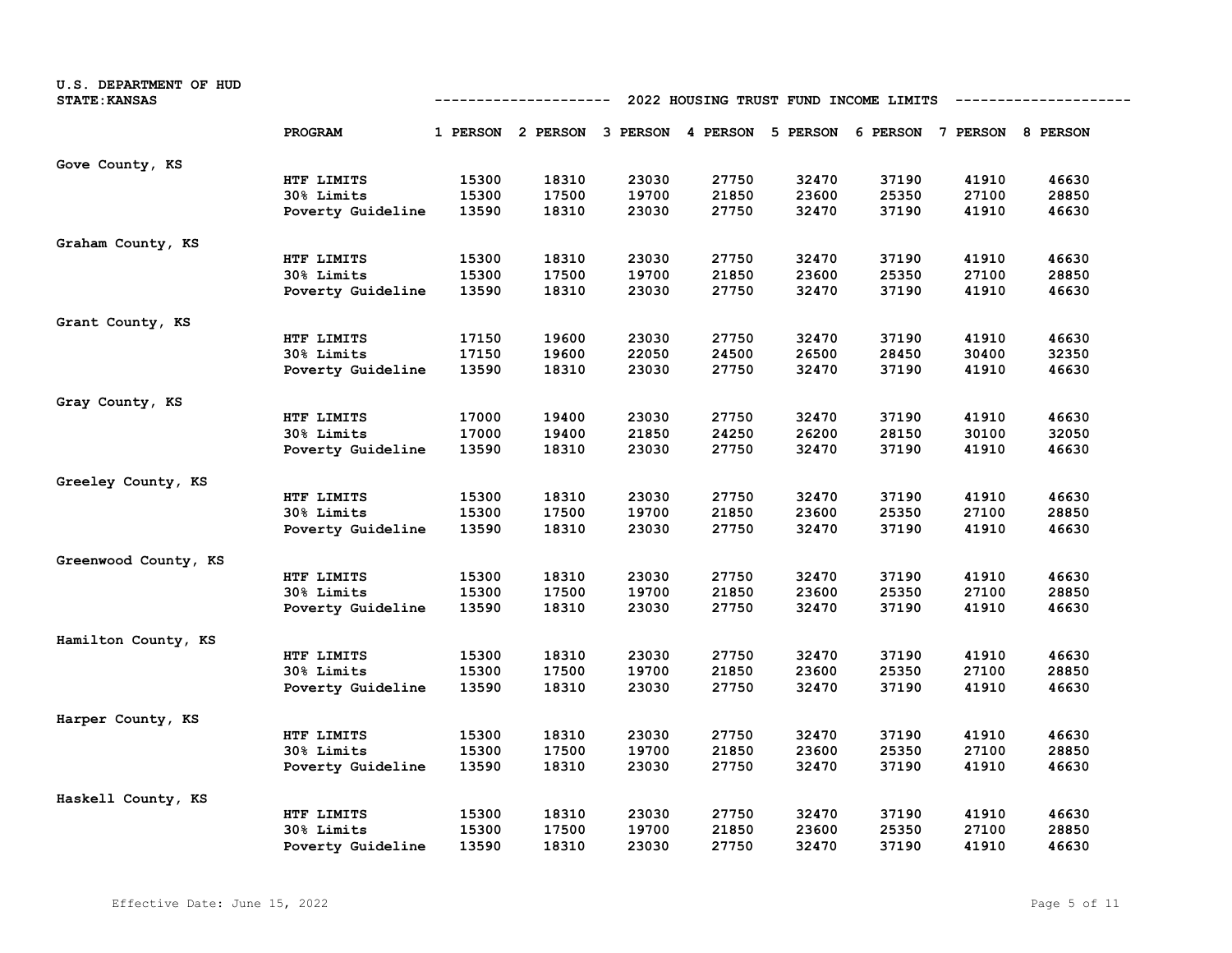U.S. DEPARTMENT OF HUD
STATE: KANSAS

2022 HOUSING TRUST FUND INCOME LIMITS

| | PROGRAM | 1 PERSON | 2 PERSON | 3 PERSON | 4 PERSON | 5 PERSON | 6 PERSON | 7 PERSON | 8 PERSON |
|---|---|---|---|---|---|---|---|---|---|
| Gove County, KS | | | | | | | | | |
| | HTF LIMITS | 15300 | 18310 | 23030 | 27750 | 32470 | 37190 | 41910 | 46630 |
| | 30% Limits | 15300 | 17500 | 19700 | 21850 | 23600 | 25350 | 27100 | 28850 |
| | Poverty Guideline | 13590 | 18310 | 23030 | 27750 | 32470 | 37190 | 41910 | 46630 |
| Graham County, KS | | | | | | | | | |
| | HTF LIMITS | 15300 | 18310 | 23030 | 27750 | 32470 | 37190 | 41910 | 46630 |
| | 30% Limits | 15300 | 17500 | 19700 | 21850 | 23600 | 25350 | 27100 | 28850 |
| | Poverty Guideline | 13590 | 18310 | 23030 | 27750 | 32470 | 37190 | 41910 | 46630 |
| Grant County, KS | | | | | | | | | |
| | HTF LIMITS | 17150 | 19600 | 23030 | 27750 | 32470 | 37190 | 41910 | 46630 |
| | 30% Limits | 17150 | 19600 | 22050 | 24500 | 26500 | 28450 | 30400 | 32350 |
| | Poverty Guideline | 13590 | 18310 | 23030 | 27750 | 32470 | 37190 | 41910 | 46630 |
| Gray County, KS | | | | | | | | | |
| | HTF LIMITS | 17000 | 19400 | 23030 | 27750 | 32470 | 37190 | 41910 | 46630 |
| | 30% Limits | 17000 | 19400 | 21850 | 24250 | 26200 | 28150 | 30100 | 32050 |
| | Poverty Guideline | 13590 | 18310 | 23030 | 27750 | 32470 | 37190 | 41910 | 46630 |
| Greeley County, KS | | | | | | | | | |
| | HTF LIMITS | 15300 | 18310 | 23030 | 27750 | 32470 | 37190 | 41910 | 46630 |
| | 30% Limits | 15300 | 17500 | 19700 | 21850 | 23600 | 25350 | 27100 | 28850 |
| | Poverty Guideline | 13590 | 18310 | 23030 | 27750 | 32470 | 37190 | 41910 | 46630 |
| Greenwood County, KS | | | | | | | | | |
| | HTF LIMITS | 15300 | 18310 | 23030 | 27750 | 32470 | 37190 | 41910 | 46630 |
| | 30% Limits | 15300 | 17500 | 19700 | 21850 | 23600 | 25350 | 27100 | 28850 |
| | Poverty Guideline | 13590 | 18310 | 23030 | 27750 | 32470 | 37190 | 41910 | 46630 |
| Hamilton County, KS | | | | | | | | | |
| | HTF LIMITS | 15300 | 18310 | 23030 | 27750 | 32470 | 37190 | 41910 | 46630 |
| | 30% Limits | 15300 | 17500 | 19700 | 21850 | 23600 | 25350 | 27100 | 28850 |
| | Poverty Guideline | 13590 | 18310 | 23030 | 27750 | 32470 | 37190 | 41910 | 46630 |
| Harper County, KS | | | | | | | | | |
| | HTF LIMITS | 15300 | 18310 | 23030 | 27750 | 32470 | 37190 | 41910 | 46630 |
| | 30% Limits | 15300 | 17500 | 19700 | 21850 | 23600 | 25350 | 27100 | 28850 |
| | Poverty Guideline | 13590 | 18310 | 23030 | 27750 | 32470 | 37190 | 41910 | 46630 |
| Haskell County, KS | | | | | | | | | |
| | HTF LIMITS | 15300 | 18310 | 23030 | 27750 | 32470 | 37190 | 41910 | 46630 |
| | 30% Limits | 15300 | 17500 | 19700 | 21850 | 23600 | 25350 | 27100 | 28850 |
| | Poverty Guideline | 13590 | 18310 | 23030 | 27750 | 32470 | 37190 | 41910 | 46630 |

Effective Date: June 15, 2022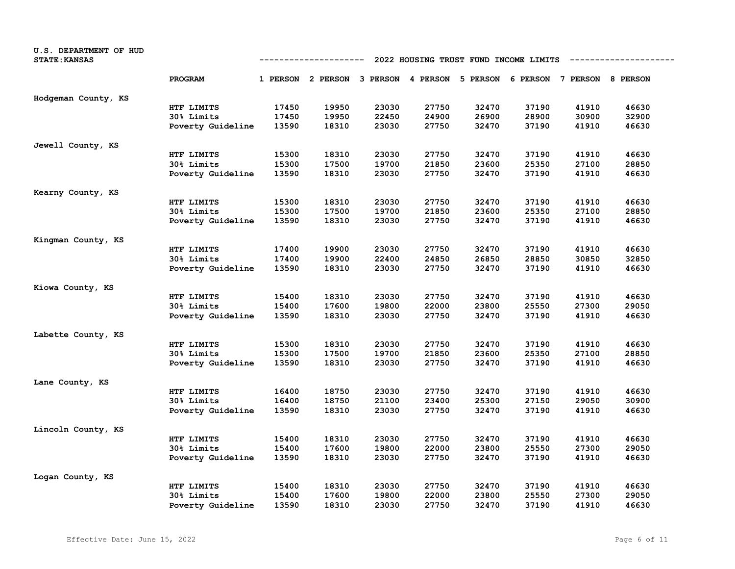U.S. DEPARTMENT OF HUD
STATE:KANSAS

## 2022 HOUSING TRUST FUND INCOME LIMITS

| | PROGRAM | 1 PERSON | 2 PERSON | 3 PERSON | 4 PERSON | 5 PERSON | 6 PERSON | 7 PERSON | 8 PERSON |
|---|---|---|---|---|---|---|---|---|---|
| Hodgeman County, KS | | | | | | | | | |
| | HTF LIMITS | 17450 | 19950 | 23030 | 27750 | 32470 | 37190 | 41910 | 46630 |
| | 30% Limits | 17450 | 19950 | 22450 | 24900 | 26900 | 28900 | 30900 | 32900 |
| | Poverty Guideline | 13590 | 18310 | 23030 | 27750 | 32470 | 37190 | 41910 | 46630 |
| Jewell County, KS | | | | | | | | | |
| | HTF LIMITS | 15300 | 18310 | 23030 | 27750 | 32470 | 37190 | 41910 | 46630 |
| | 30% Limits | 15300 | 17500 | 19700 | 21850 | 23600 | 25350 | 27100 | 28850 |
| | Poverty Guideline | 13590 | 18310 | 23030 | 27750 | 32470 | 37190 | 41910 | 46630 |
| Kearny County, KS | | | | | | | | | |
| | HTF LIMITS | 15300 | 18310 | 23030 | 27750 | 32470 | 37190 | 41910 | 46630 |
| | 30% Limits | 15300 | 17500 | 19700 | 21850 | 23600 | 25350 | 27100 | 28850 |
| | Poverty Guideline | 13590 | 18310 | 23030 | 27750 | 32470 | 37190 | 41910 | 46630 |
| Kingman County, KS | | | | | | | | | |
| | HTF LIMITS | 17400 | 19900 | 23030 | 27750 | 32470 | 37190 | 41910 | 46630 |
| | 30% Limits | 17400 | 19900 | 22400 | 24850 | 26850 | 28850 | 30850 | 32850 |
| | Poverty Guideline | 13590 | 18310 | 23030 | 27750 | 32470 | 37190 | 41910 | 46630 |
| Kiowa County, KS | | | | | | | | | |
| | HTF LIMITS | 15400 | 18310 | 23030 | 27750 | 32470 | 37190 | 41910 | 46630 |
| | 30% Limits | 15400 | 17600 | 19800 | 22000 | 23800 | 25550 | 27300 | 29050 |
| | Poverty Guideline | 13590 | 18310 | 23030 | 27750 | 32470 | 37190 | 41910 | 46630 |
| Labette County, KS | | | | | | | | | |
| | HTF LIMITS | 15300 | 18310 | 23030 | 27750 | 32470 | 37190 | 41910 | 46630 |
| | 30% Limits | 15300 | 17500 | 19700 | 21850 | 23600 | 25350 | 27100 | 28850 |
| | Poverty Guideline | 13590 | 18310 | 23030 | 27750 | 32470 | 37190 | 41910 | 46630 |
| Lane County, KS | | | | | | | | | |
| | HTF LIMITS | 16400 | 18750 | 23030 | 27750 | 32470 | 37190 | 41910 | 46630 |
| | 30% Limits | 16400 | 18750 | 21100 | 23400 | 25300 | 27150 | 29050 | 30900 |
| | Poverty Guideline | 13590 | 18310 | 23030 | 27750 | 32470 | 37190 | 41910 | 46630 |
| Lincoln County, KS | | | | | | | | | |
| | HTF LIMITS | 15400 | 18310 | 23030 | 27750 | 32470 | 37190 | 41910 | 46630 |
| | 30% Limits | 15400 | 17600 | 19800 | 22000 | 23800 | 25550 | 27300 | 29050 |
| | Poverty Guideline | 13590 | 18310 | 23030 | 27750 | 32470 | 37190 | 41910 | 46630 |
| Logan County, KS | | | | | | | | | |
| | HTF LIMITS | 15400 | 18310 | 23030 | 27750 | 32470 | 37190 | 41910 | 46630 |
| | 30% Limits | 15400 | 17600 | 19800 | 22000 | 23800 | 25550 | 27300 | 29050 |
| | Poverty Guideline | 13590 | 18310 | 23030 | 27750 | 32470 | 37190 | 41910 | 46630 |

Effective Date: June 15, 2022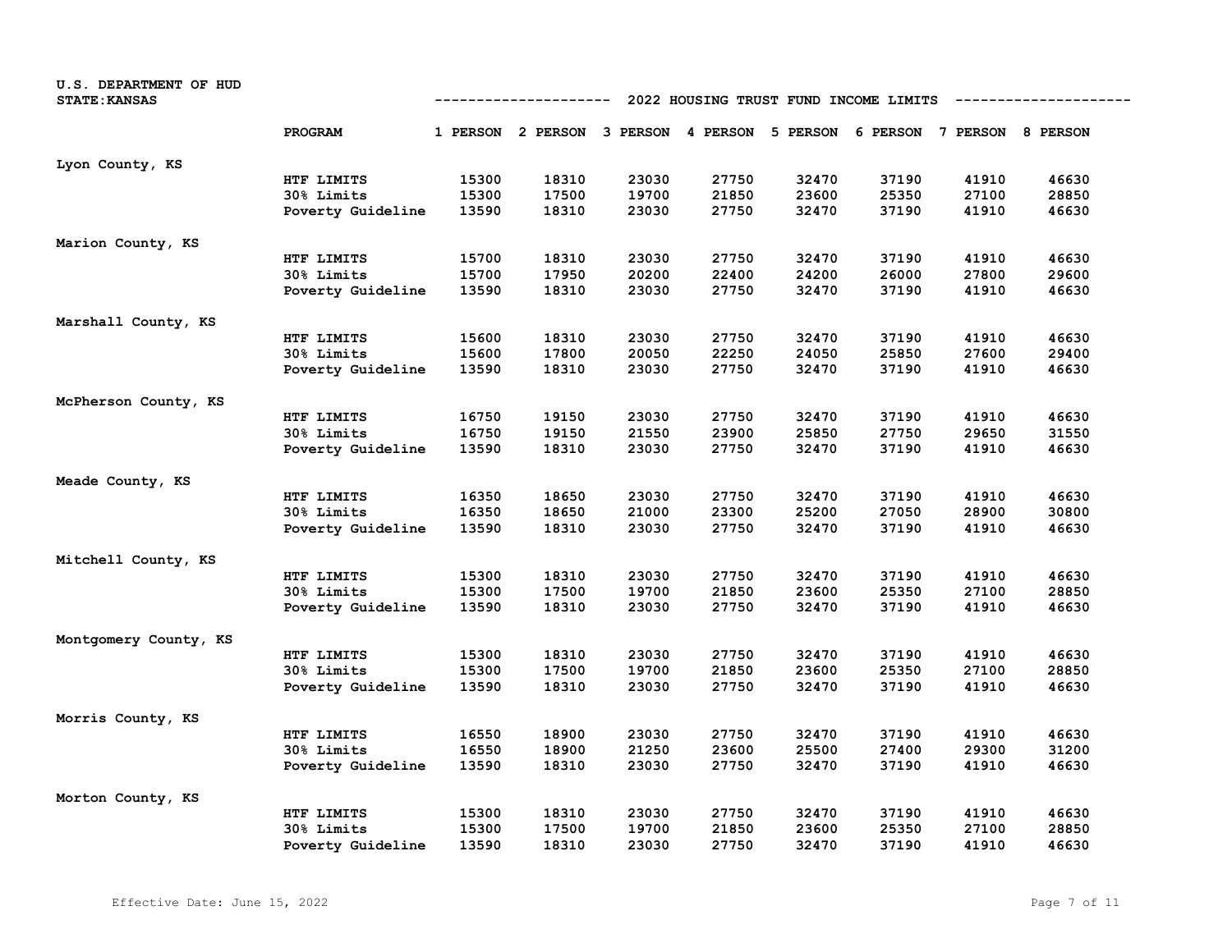U.S. DEPARTMENT OF HUD
STATE:KANSAS

## 2022 HOUSING TRUST FUND INCOME LIMITS

| | PROGRAM | 1 PERSON | 2 PERSON | 3 PERSON | 4 PERSON | 5 PERSON | 6 PERSON | 7 PERSON | 8 PERSON |
|---|---|---|---|---|---|---|---|---|---|
| Lyon County, KS | | | | | | | | | |
| | HTF LIMITS | 15300 | 18310 | 23030 | 27750 | 32470 | 37190 | 41910 | 46630 |
| | 30% Limits | 15300 | 17500 | 19700 | 21850 | 23600 | 25350 | 27100 | 28850 |
| | Poverty Guideline | 13590 | 18310 | 23030 | 27750 | 32470 | 37190 | 41910 | 46630 |
| Marion County, KS | | | | | | | | | |
| | HTF LIMITS | 15700 | 18310 | 23030 | 27750 | 32470 | 37190 | 41910 | 46630 |
| | 30% Limits | 15700 | 17950 | 20200 | 22400 | 24200 | 26000 | 27800 | 29600 |
| | Poverty Guideline | 13590 | 18310 | 23030 | 27750 | 32470 | 37190 | 41910 | 46630 |
| Marshall County, KS | | | | | | | | | |
| | HTF LIMITS | 15600 | 18310 | 23030 | 27750 | 32470 | 37190 | 41910 | 46630 |
| | 30% Limits | 15600 | 17800 | 20050 | 22250 | 24050 | 25850 | 27600 | 29400 |
| | Poverty Guideline | 13590 | 18310 | 23030 | 27750 | 32470 | 37190 | 41910 | 46630 |
| McPherson County, KS | | | | | | | | | |
| | HTF LIMITS | 16750 | 19150 | 23030 | 27750 | 32470 | 37190 | 41910 | 46630 |
| | 30% Limits | 16750 | 19150 | 21550 | 23900 | 25850 | 27750 | 29650 | 31550 |
| | Poverty Guideline | 13590 | 18310 | 23030 | 27750 | 32470 | 37190 | 41910 | 46630 |
| Meade County, KS | | | | | | | | | |
| | HTF LIMITS | 16350 | 18650 | 23030 | 27750 | 32470 | 37190 | 41910 | 46630 |
| | 30% Limits | 16350 | 18650 | 21000 | 23300 | 25200 | 27050 | 28900 | 30800 |
| | Poverty Guideline | 13590 | 18310 | 23030 | 27750 | 32470 | 37190 | 41910 | 46630 |
| Mitchell County, KS | | | | | | | | | |
| | HTF LIMITS | 15300 | 18310 | 23030 | 27750 | 32470 | 37190 | 41910 | 46630 |
| | 30% Limits | 15300 | 17500 | 19700 | 21850 | 23600 | 25350 | 27100 | 28850 |
| | Poverty Guideline | 13590 | 18310 | 23030 | 27750 | 32470 | 37190 | 41910 | 46630 |
| Montgomery County, KS | | | | | | | | | |
| | HTF LIMITS | 15300 | 18310 | 23030 | 27750 | 32470 | 37190 | 41910 | 46630 |
| | 30% Limits | 15300 | 17500 | 19700 | 21850 | 23600 | 25350 | 27100 | 28850 |
| | Poverty Guideline | 13590 | 18310 | 23030 | 27750 | 32470 | 37190 | 41910 | 46630 |
| Morris County, KS | | | | | | | | | |
| | HTF LIMITS | 16550 | 18900 | 23030 | 27750 | 32470 | 37190 | 41910 | 46630 |
| | 30% Limits | 16550 | 18900 | 21250 | 23600 | 25500 | 27400 | 29300 | 31200 |
| | Poverty Guideline | 13590 | 18310 | 23030 | 27750 | 32470 | 37190 | 41910 | 46630 |
| Morton County, KS | | | | | | | | | |
| | HTF LIMITS | 15300 | 18310 | 23030 | 27750 | 32470 | 37190 | 41910 | 46630 |
| | 30% Limits | 15300 | 17500 | 19700 | 21850 | 23600 | 25350 | 27100 | 28850 |
| | Poverty Guideline | 13590 | 18310 | 23030 | 27750 | 32470 | 37190 | 41910 | 46630 |

Effective Date: June 15, 2022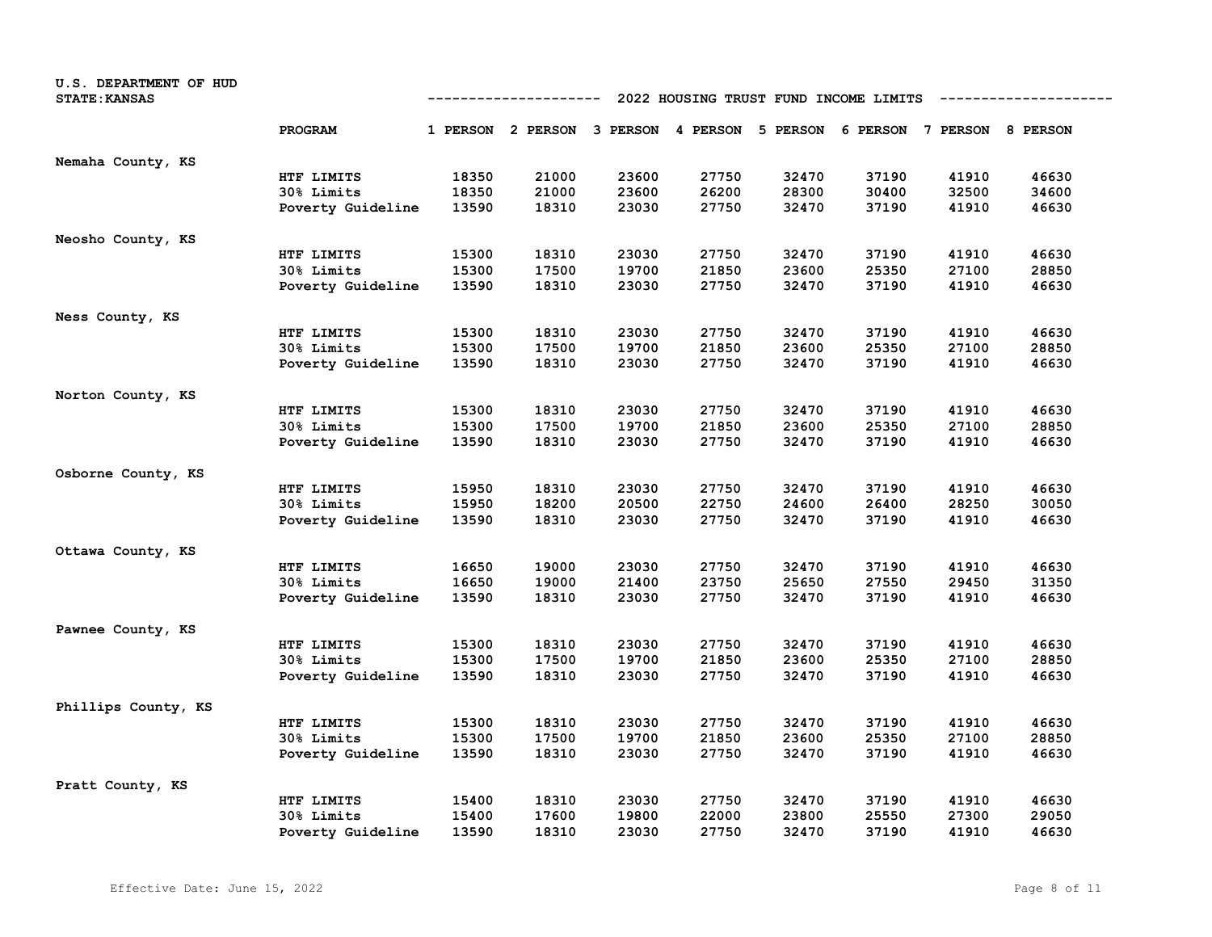U.S. DEPARTMENT OF HUD
STATE: KANSAS

## 2022 HOUSING TRUST FUND INCOME LIMITS

| | PROGRAM | 1 PERSON | 2 PERSON | 3 PERSON | 4 PERSON | 5 PERSON | 6 PERSON | 7 PERSON | 8 PERSON |
|---|---|---|---|---|---|---|---|---|---|
| Nemaha County, KS | | | | | | | | | |
| | HTF LIMITS | 18350 | 21000 | 23600 | 27750 | 32470 | 37190 | 41910 | 46630 |
| | 30% Limits | 18350 | 21000 | 23600 | 26200 | 28300 | 30400 | 32500 | 34600 |
| | Poverty Guideline | 13590 | 18310 | 23030 | 27750 | 32470 | 37190 | 41910 | 46630 |
| Neosho County, KS | | | | | | | | | |
| | HTF LIMITS | 15300 | 18310 | 23030 | 27750 | 32470 | 37190 | 41910 | 46630 |
| | 30% Limits | 15300 | 17500 | 19700 | 21850 | 23600 | 25350 | 27100 | 28850 |
| | Poverty Guideline | 13590 | 18310 | 23030 | 27750 | 32470 | 37190 | 41910 | 46630 |
| Ness County, KS | | | | | | | | | |
| | HTF LIMITS | 15300 | 18310 | 23030 | 27750 | 32470 | 37190 | 41910 | 46630 |
| | 30% Limits | 15300 | 17500 | 19700 | 21850 | 23600 | 25350 | 27100 | 28850 |
| | Poverty Guideline | 13590 | 18310 | 23030 | 27750 | 32470 | 37190 | 41910 | 46630 |
| Norton County, KS | | | | | | | | | |
| | HTF LIMITS | 15300 | 18310 | 23030 | 27750 | 32470 | 37190 | 41910 | 46630 |
| | 30% Limits | 15300 | 17500 | 19700 | 21850 | 23600 | 25350 | 27100 | 28850 |
| | Poverty Guideline | 13590 | 18310 | 23030 | 27750 | 32470 | 37190 | 41910 | 46630 |
| Osborne County, KS | | | | | | | | | |
| | HTF LIMITS | 15950 | 18310 | 23030 | 27750 | 32470 | 37190 | 41910 | 46630 |
| | 30% Limits | 15950 | 18200 | 20500 | 22750 | 24600 | 26400 | 28250 | 30050 |
| | Poverty Guideline | 13590 | 18310 | 23030 | 27750 | 32470 | 37190 | 41910 | 46630 |
| Ottawa County, KS | | | | | | | | | |
| | HTF LIMITS | 16650 | 19000 | 23030 | 27750 | 32470 | 37190 | 41910 | 46630 |
| | 30% Limits | 16650 | 19000 | 21400 | 23750 | 25650 | 27550 | 29450 | 31350 |
| | Poverty Guideline | 13590 | 18310 | 23030 | 27750 | 32470 | 37190 | 41910 | 46630 |
| Pawnee County, KS | | | | | | | | | |
| | HTF LIMITS | 15300 | 18310 | 23030 | 27750 | 32470 | 37190 | 41910 | 46630 |
| | 30% Limits | 15300 | 17500 | 19700 | 21850 | 23600 | 25350 | 27100 | 28850 |
| | Poverty Guideline | 13590 | 18310 | 23030 | 27750 | 32470 | 37190 | 41910 | 46630 |
| Phillips County, KS | | | | | | | | | |
| | HTF LIMITS | 15300 | 18310 | 23030 | 27750 | 32470 | 37190 | 41910 | 46630 |
| | 30% Limits | 15300 | 17500 | 19700 | 21850 | 23600 | 25350 | 27100 | 28850 |
| | Poverty Guideline | 13590 | 18310 | 23030 | 27750 | 32470 | 37190 | 41910 | 46630 |
| Pratt County, KS | | | | | | | | | |
| | HTF LIMITS | 15400 | 18310 | 23030 | 27750 | 32470 | 37190 | 41910 | 46630 |
| | 30% Limits | 15400 | 17600 | 19800 | 22000 | 23800 | 25550 | 27300 | 29050 |
| | Poverty Guideline | 13590 | 18310 | 23030 | 27750 | 32470 | 37190 | 41910 | 46630 |

Effective Date: June 15, 2022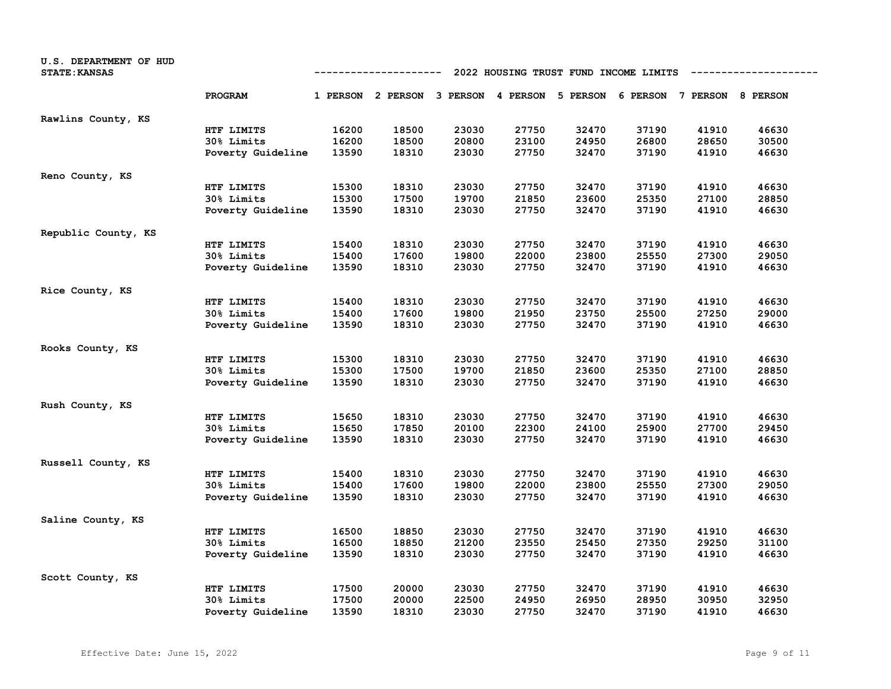U.S. DEPARTMENT OF HUD
STATE:KANSAS

## 2022 HOUSING TRUST FUND INCOME LIMITS

| | PROGRAM | 1 PERSON | 2 PERSON | 3 PERSON | 4 PERSON | 5 PERSON | 6 PERSON | 7 PERSON | 8 PERSON |
|---|---|---|---|---|---|---|---|---|---|
| Rawlins County, KS | | | | | | | | | |
| | HTF LIMITS | 16200 | 18500 | 23030 | 27750 | 32470 | 37190 | 41910 | 46630 |
| | 30% Limits | 16200 | 18500 | 20800 | 23100 | 24950 | 26800 | 28650 | 30500 |
| | Poverty Guideline | 13590 | 18310 | 23030 | 27750 | 32470 | 37190 | 41910 | 46630 |
| Reno County, KS | | | | | | | | | |
| | HTF LIMITS | 15300 | 18310 | 23030 | 27750 | 32470 | 37190 | 41910 | 46630 |
| | 30% Limits | 15300 | 17500 | 19700 | 21850 | 23600 | 25350 | 27100 | 28850 |
| | Poverty Guideline | 13590 | 18310 | 23030 | 27750 | 32470 | 37190 | 41910 | 46630 |
| Republic County, KS | | | | | | | | | |
| | HTF LIMITS | 15400 | 18310 | 23030 | 27750 | 32470 | 37190 | 41910 | 46630 |
| | 30% Limits | 15400 | 17600 | 19800 | 22000 | 23800 | 25550 | 27300 | 29050 |
| | Poverty Guideline | 13590 | 18310 | 23030 | 27750 | 32470 | 37190 | 41910 | 46630 |
| Rice County, KS | | | | | | | | | |
| | HTF LIMITS | 15400 | 18310 | 23030 | 27750 | 32470 | 37190 | 41910 | 46630 |
| | 30% Limits | 15400 | 17600 | 19800 | 21950 | 23750 | 25500 | 27250 | 29000 |
| | Poverty Guideline | 13590 | 18310 | 23030 | 27750 | 32470 | 37190 | 41910 | 46630 |
| Rooks County, KS | | | | | | | | | |
| | HTF LIMITS | 15300 | 18310 | 23030 | 27750 | 32470 | 37190 | 41910 | 46630 |
| | 30% Limits | 15300 | 17500 | 19700 | 21850 | 23600 | 25350 | 27100 | 28850 |
| | Poverty Guideline | 13590 | 18310 | 23030 | 27750 | 32470 | 37190 | 41910 | 46630 |
| Rush County, KS | | | | | | | | | |
| | HTF LIMITS | 15650 | 18310 | 23030 | 27750 | 32470 | 37190 | 41910 | 46630 |
| | 30% Limits | 15650 | 17850 | 20100 | 22300 | 24100 | 25900 | 27700 | 29450 |
| | Poverty Guideline | 13590 | 18310 | 23030 | 27750 | 32470 | 37190 | 41910 | 46630 |
| Russell County, KS | | | | | | | | | |
| | HTF LIMITS | 15400 | 18310 | 23030 | 27750 | 32470 | 37190 | 41910 | 46630 |
| | 30% Limits | 15400 | 17600 | 19800 | 22000 | 23800 | 25550 | 27300 | 29050 |
| | Poverty Guideline | 13590 | 18310 | 23030 | 27750 | 32470 | 37190 | 41910 | 46630 |
| Saline County, KS | | | | | | | | | |
| | HTF LIMITS | 16500 | 18850 | 23030 | 27750 | 32470 | 37190 | 41910 | 46630 |
| | 30% Limits | 16500 | 18850 | 21200 | 23550 | 25450 | 27350 | 29250 | 31100 |
| | Poverty Guideline | 13590 | 18310 | 23030 | 27750 | 32470 | 37190 | 41910 | 46630 |
| Scott County, KS | | | | | | | | | |
| | HTF LIMITS | 17500 | 20000 | 23030 | 27750 | 32470 | 37190 | 41910 | 46630 |
| | 30% Limits | 17500 | 20000 | 22500 | 24950 | 26950 | 28950 | 30950 | 32950 |
| | Poverty Guideline | 13590 | 18310 | 23030 | 27750 | 32470 | 37190 | 41910 | 46630 |

Effective Date: June 15, 2022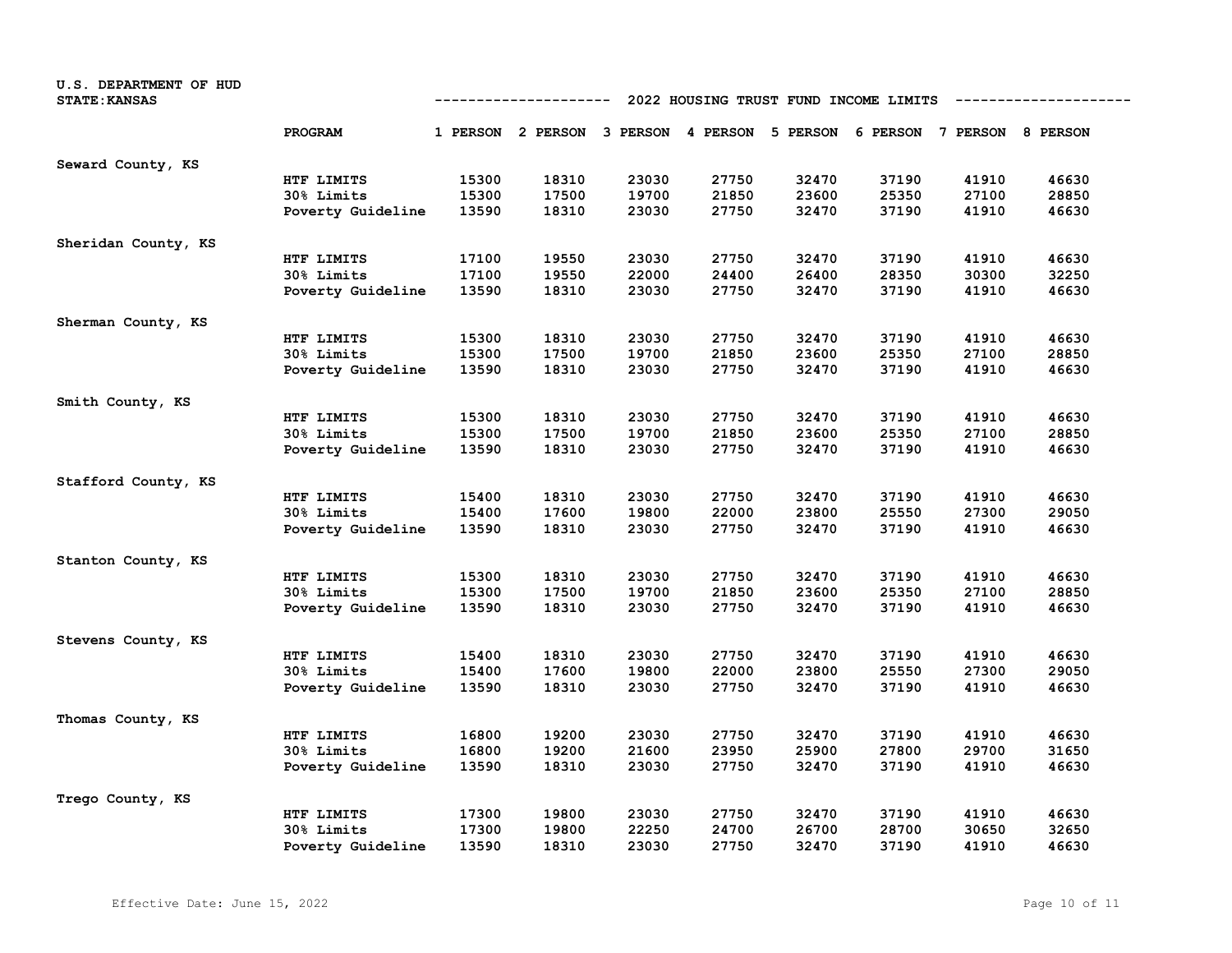U.S. DEPARTMENT OF HUD
STATE: KANSAS

## 2022 HOUSING TRUST FUND INCOME LIMITS

| | PROGRAM | 1 PERSON | 2 PERSON | 3 PERSON | 4 PERSON | 5 PERSON | 6 PERSON | 7 PERSON | 8 PERSON |
|---|---|---|---|---|---|---|---|---|---|
| Seward County, KS | | | | | | | | | |
| | HTF LIMITS | 15300 | 18310 | 23030 | 27750 | 32470 | 37190 | 41910 | 46630 |
| | 30% Limits | 15300 | 17500 | 19700 | 21850 | 23600 | 25350 | 27100 | 28850 |
| | Poverty Guideline | 13590 | 18310 | 23030 | 27750 | 32470 | 37190 | 41910 | 46630 |
| Sheridan County, KS | | | | | | | | | |
| | HTF LIMITS | 17100 | 19550 | 23030 | 27750 | 32470 | 37190 | 41910 | 46630 |
| | 30% Limits | 17100 | 19550 | 22000 | 24400 | 26400 | 28350 | 30300 | 32250 |
| | Poverty Guideline | 13590 | 18310 | 23030 | 27750 | 32470 | 37190 | 41910 | 46630 |
| Sherman County, KS | | | | | | | | | |
| | HTF LIMITS | 15300 | 18310 | 23030 | 27750 | 32470 | 37190 | 41910 | 46630 |
| | 30% Limits | 15300 | 17500 | 19700 | 21850 | 23600 | 25350 | 27100 | 28850 |
| | Poverty Guideline | 13590 | 18310 | 23030 | 27750 | 32470 | 37190 | 41910 | 46630 |
| Smith County, KS | | | | | | | | | |
| | HTF LIMITS | 15300 | 18310 | 23030 | 27750 | 32470 | 37190 | 41910 | 46630 |
| | 30% Limits | 15300 | 17500 | 19700 | 21850 | 23600 | 25350 | 27100 | 28850 |
| | Poverty Guideline | 13590 | 18310 | 23030 | 27750 | 32470 | 37190 | 41910 | 46630 |
| Stafford County, KS | | | | | | | | | |
| | HTF LIMITS | 15400 | 18310 | 23030 | 27750 | 32470 | 37190 | 41910 | 46630 |
| | 30% Limits | 15400 | 17600 | 19800 | 22000 | 23800 | 25550 | 27300 | 29050 |
| | Poverty Guideline | 13590 | 18310 | 23030 | 27750 | 32470 | 37190 | 41910 | 46630 |
| Stanton County, KS | | | | | | | | | |
| | HTF LIMITS | 15300 | 18310 | 23030 | 27750 | 32470 | 37190 | 41910 | 46630 |
| | 30% Limits | 15300 | 17500 | 19700 | 21850 | 23600 | 25350 | 27100 | 28850 |
| | Poverty Guideline | 13590 | 18310 | 23030 | 27750 | 32470 | 37190 | 41910 | 46630 |
| Stevens County, KS | | | | | | | | | |
| | HTF LIMITS | 15400 | 18310 | 23030 | 27750 | 32470 | 37190 | 41910 | 46630 |
| | 30% Limits | 15400 | 17600 | 19800 | 22000 | 23800 | 25550 | 27300 | 29050 |
| | Poverty Guideline | 13590 | 18310 | 23030 | 27750 | 32470 | 37190 | 41910 | 46630 |
| Thomas County, KS | | | | | | | | | |
| | HTF LIMITS | 16800 | 19200 | 23030 | 27750 | 32470 | 37190 | 41910 | 46630 |
| | 30% Limits | 16800 | 19200 | 21600 | 23950 | 25900 | 27800 | 29700 | 31650 |
| | Poverty Guideline | 13590 | 18310 | 23030 | 27750 | 32470 | 37190 | 41910 | 46630 |
| Trego County, KS | | | | | | | | | |
| | HTF LIMITS | 17300 | 19800 | 23030 | 27750 | 32470 | 37190 | 41910 | 46630 |
| | 30% Limits | 17300 | 19800 | 22250 | 24700 | 26700 | 28700 | 30650 | 32650 |
| | Poverty Guideline | 13590 | 18310 | 23030 | 27750 | 32470 | 37190 | 41910 | 46630 |

Effective Date: June 15, 2022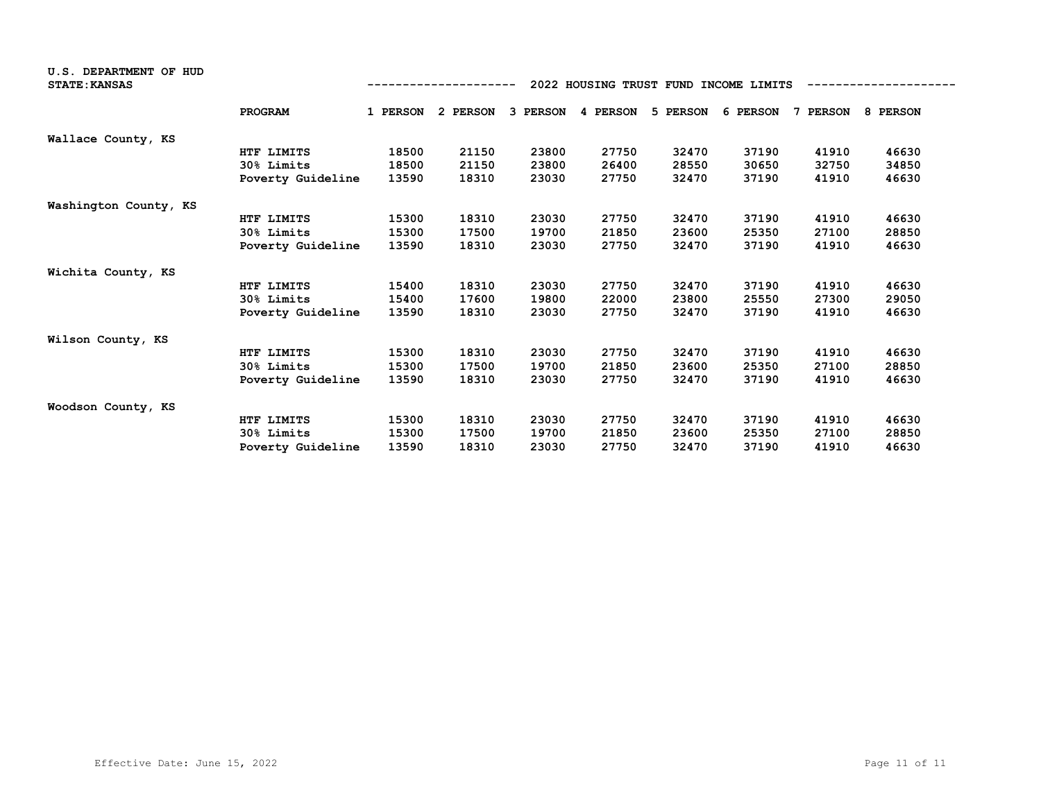U.S. DEPARTMENT OF HUD
STATE:KANSAS

## 2022 HOUSING TRUST FUND INCOME LIMITS

| | PROGRAM | 1 PERSON | 2 PERSON | 3 PERSON | 4 PERSON | 5 PERSON | 6 PERSON | 7 PERSON | 8 PERSON |
|---|---|---|---|---|---|---|---|---|---|
| Wallace County, KS | | | | | | | | | |
| | HTF LIMITS | 18500 | 21150 | 23800 | 27750 | 32470 | 37190 | 41910 | 46630 |
| | 30% Limits | 18500 | 21150 | 23800 | 26400 | 28550 | 30650 | 32750 | 34850 |
| | Poverty Guideline | 13590 | 18310 | 23030 | 27750 | 32470 | 37190 | 41910 | 46630 |
| Washington County, KS | | | | | | | | | |
| | HTF LIMITS | 15300 | 18310 | 23030 | 27750 | 32470 | 37190 | 41910 | 46630 |
| | 30% Limits | 15300 | 17500 | 19700 | 21850 | 23600 | 25350 | 27100 | 28850 |
| | Poverty Guideline | 13590 | 18310 | 23030 | 27750 | 32470 | 37190 | 41910 | 46630 |
| Wichita County, KS | | | | | | | | | |
| | HTF LIMITS | 15400 | 18310 | 23030 | 27750 | 32470 | 37190 | 41910 | 46630 |
| | 30% Limits | 15400 | 17600 | 19800 | 22000 | 23800 | 25550 | 27300 | 29050 |
| | Poverty Guideline | 13590 | 18310 | 23030 | 27750 | 32470 | 37190 | 41910 | 46630 |
| Wilson County, KS | | | | | | | | | |
| | HTF LIMITS | 15300 | 18310 | 23030 | 27750 | 32470 | 37190 | 41910 | 46630 |
| | 30% Limits | 15300 | 17500 | 19700 | 21850 | 23600 | 25350 | 27100 | 28850 |
| | Poverty Guideline | 13590 | 18310 | 23030 | 27750 | 32470 | 37190 | 41910 | 46630 |
| Woodson County, KS | | | | | | | | | |
| | HTF LIMITS | 15300 | 18310 | 23030 | 27750 | 32470 | 37190 | 41910 | 46630 |
| | 30% Limits | 15300 | 17500 | 19700 | 21850 | 23600 | 25350 | 27100 | 28850 |
| | Poverty Guideline | 13590 | 18310 | 23030 | 27750 | 32470 | 37190 | 41910 | 46630 |

Effective Date: June 15, 2022